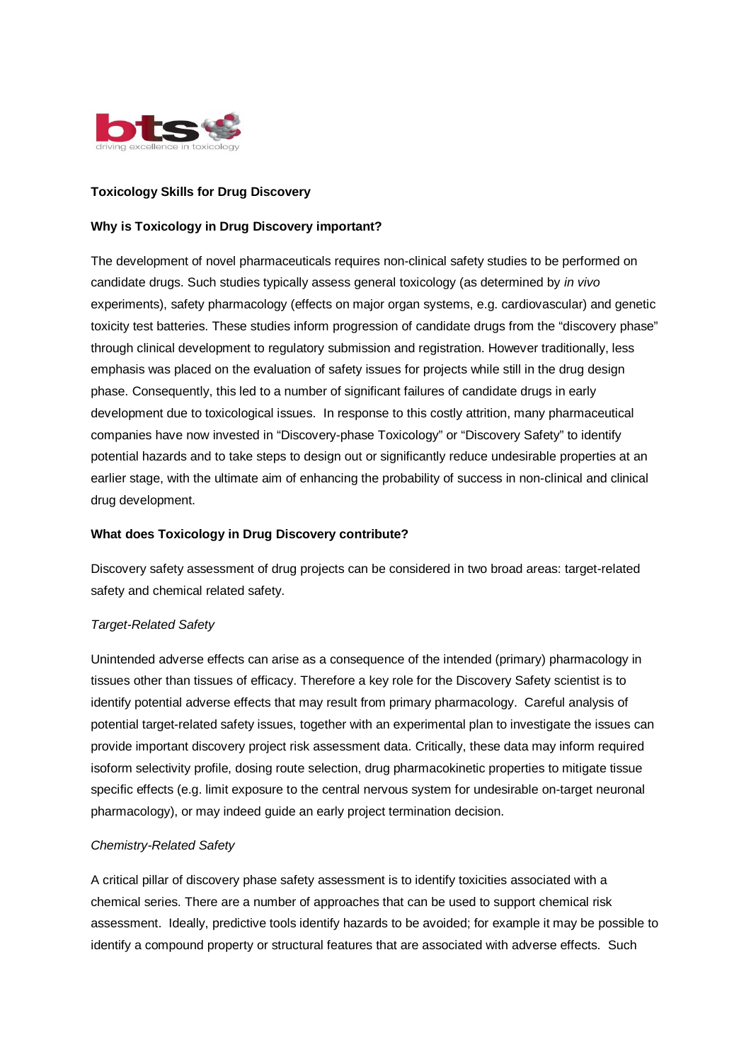**Toxicology Skills for Drug Discovery**

**Why is Toxicology in Drug Discovery important?**

The development of novel pharmaceuticals requires non-clinical safety studies to be performed on candidate drugs. Such studies typically assess general toxicology (as determined by *in vivo* experiments), safety pharmacology (effects on major organ systems, e.g. cardiovascular) and genetic toxicity test batteries. These studies inform progression of candidate drugs from the "discovery phase" through clinical development to regulatory submission and registration. However traditionally, less emphasis was placed on the evaluation of safety issues for projects while still in the drug design phase. Consequently, this led to a number of significant failures of candidate drugs in early development due to toxicological issues. In response to this costly attrition, many pharmaceutical companies have now invested in "Discovery-phase Toxicology" or "Discovery Safety" to identify potential hazards and to take steps to design out or significantly reduce undesirable properties at an earlier stage, with the ultimate aim of enhancing the probability of success in non-clinical and clinical drug development.

**What does Toxicology in Drug Discovery contribute?**

Discovery safety assessment of drug projects can be considered in two broad areas: target-related safety and chemical related safety.

*Target-Related Safety*

Unintended adverse effects can arise as a consequence of the intended (primary) pharmacology in tissues other than tissues of efficacy. Therefore a key role for the Discovery Safety scientist is to identify potential adverse effects that may result from primary pharmacology. Careful analysis of potential target-related safety issues, together with an experimental plan to investigate the issues can provide important discovery project risk assessment data. Critically, these data may inform required isoform selectivity profile, dosing route selection, drug pharmacokinetic properties to mitigate tissue specific effects (e.g. limit exposure to the central nervous system for undesirable on-target neuronal pharmacology), or may indeed guide an early project termination decision.

*Chemistry-Related Safety*

A critical pillar of discovery phase safety assessment is to identify toxicities associated with a chemical series. There are a number of approaches that can be used to support chemical risk assessment. Ideally, predictive tools identify hazards to be avoided; for example it may be possible to identify a compound property or structural features that are associated with adverse effects. Such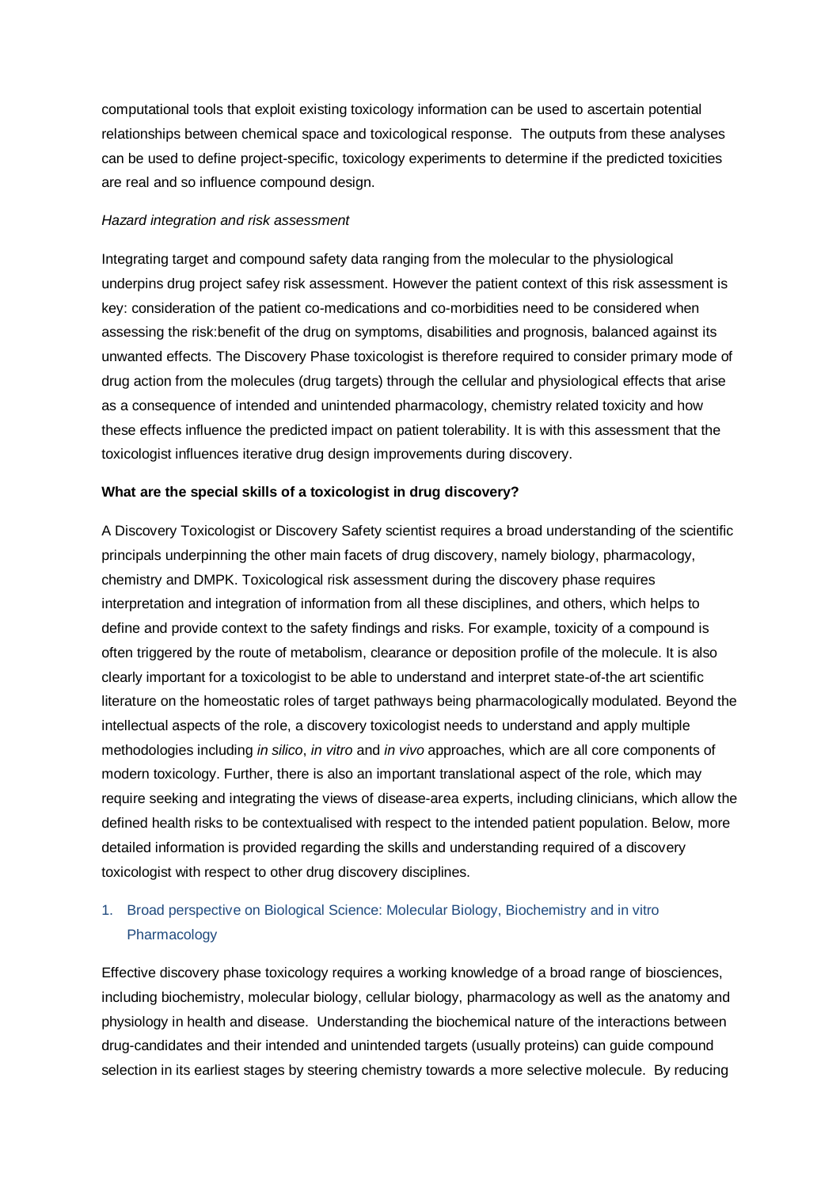computational tools that exploit existing toxicology information can be used to ascertain potential relationships between chemical space and toxicological response. The outputs from these analyses can be used to define project-specific, toxicology experiments to determine if the predicted toxicities are real and so influence compound design.

*Hazard integration and risk assessment*

Integrating target and compound safety data ranging from the molecular to the physiological underpins drug project safey risk assessment. However the patient context of this risk assessment is key: consideration of the patient co-medications and co-morbidities need to be considered when assessing the risk:benefit of the drug on symptoms, disabilities and prognosis, balanced against its unwanted effects. The Discovery Phase toxicologist is therefore required to consider primary mode of drug action from the molecules (drug targets) through the cellular and physiological effects that arise as a consequence of intended and unintended pharmacology, chemistry related toxicity and how these effects influence the predicted impact on patient tolerability. It is with this assessment that the toxicologist influences iterative drug design improvements during discovery.

**What are the special skills of a toxicologist in drug discovery?**

A Discovery Toxicologist or Discovery Safety scientist requires a broad understanding of the scientific principals underpinning the other main facets of drug discovery, namely biology, pharmacology, chemistry and DMPK. Toxicological risk assessment during the discovery phase requires interpretation and integration of information from all these disciplines, and others, which helps to define and provide context to the safety findings and risks. For example, toxicity of a compound is often triggered by the route of metabolism, clearance or deposition profile of the molecule. It is also clearly important for a toxicologist to be able to understand and interpret state-of-the art scientific literature on the homeostatic roles of target pathways being pharmacologically modulated. Beyond the intellectual aspects of the role, a discovery toxicologist needs to understand and apply multiple methodologies including *in silico*, *in vitro* and *in vivo* approaches, which are all core components of modern toxicology. Further, there is also an important translational aspect of the role, which may require seeking and integrating the views of disease-area experts, including clinicians, which allow the defined health risks to be contextualised with respect to the intended patient population. Below, more detailed information is provided regarding the skills and understanding required of a discovery toxicologist with respect to other drug discovery disciplines.

1. Broad perspective on Biological Science: Molecular Biology, Biochemistry and in vitro Pharmacology

Effective discovery phase toxicology requires a working knowledge of a broad range of biosciences, including biochemistry, molecular biology, cellular biology, pharmacology as well as the anatomy and physiology in health and disease. Understanding the biochemical nature of the interactions between drug-candidates and their intended and unintended targets (usually proteins) can guide compound selection in its earliest stages by steering chemistry towards a more selective molecule. By reducing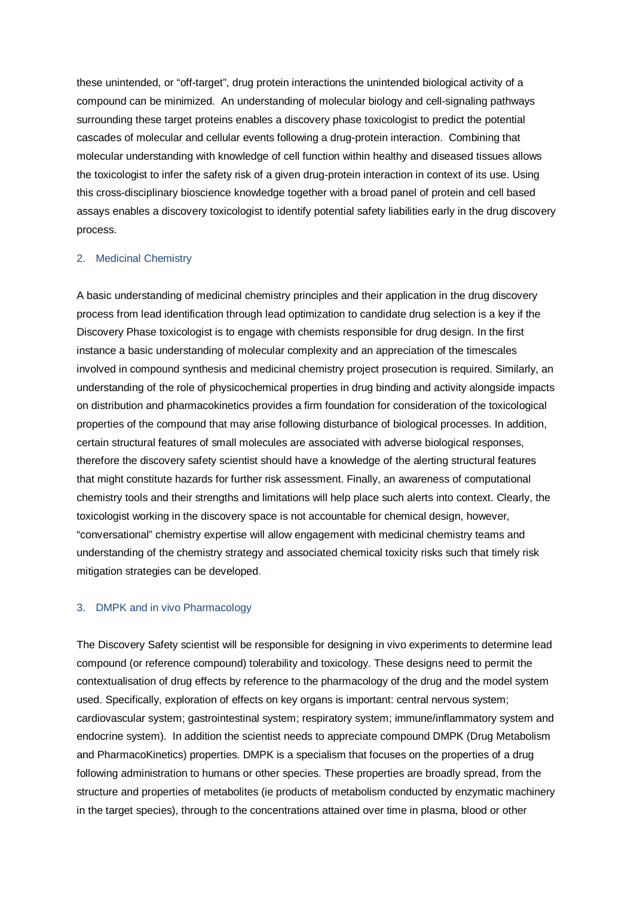these unintended, or "off-target", drug protein interactions the unintended biological activity of a compound can be minimized. An understanding of molecular biology and cell-signaling pathways surrounding these target proteins enables a discovery phase toxicologist to predict the potential cascades of molecular and cellular events following a drug-protein interaction. Combining that molecular understanding with knowledge of cell function within healthy and diseased tissues allows the toxicologist to infer the safety risk of a given drug-protein interaction in context of its use. Using this cross-disciplinary bioscience knowledge together with a broad panel of protein and cell based assays enables a discovery toxicologist to identify potential safety liabilities early in the drug discovery process.

## 2. Medicinal Chemistry

A basic understanding of medicinal chemistry principles and their application in the drug discovery process from lead identification through lead optimization to candidate drug selection is a key if the Discovery Phase toxicologist is to engage with chemists responsible for drug design. In the first instance a basic understanding of molecular complexity and an appreciation of the timescales involved in compound synthesis and medicinal chemistry project prosecution is required. Similarly, an understanding of the role of physicochemical properties in drug binding and activity alongside impacts on distribution and pharmacokinetics provides a firm foundation for consideration of the toxicological properties of the compound that may arise following disturbance of biological processes. In addition, certain structural features of small molecules are associated with adverse biological responses, therefore the discovery safety scientist should have a knowledge of the alerting structural features that might constitute hazards for further risk assessment. Finally, an awareness of computational chemistry tools and their strengths and limitations will help place such alerts into context. Clearly, the toxicologist working in the discovery space is not accountable for chemical design, however, "conversational" chemistry expertise will allow engagement with medicinal chemistry teams and understanding of the chemistry strategy and associated chemical toxicity risks such that timely risk mitigation strategies can be developed.

## 3. DMPK and in vivo Pharmacology

The Discovery Safety scientist will be responsible for designing in vivo experiments to determine lead compound (or reference compound) tolerability and toxicology. These designs need to permit the contextualisation of drug effects by reference to the pharmacology of the drug and the model system used. Specifically, exploration of effects on key organs is important: central nervous system; cardiovascular system; gastrointestinal system; respiratory system; immune/inflammatory system and endocrine system). In addition the scientist needs to appreciate compound DMPK (Drug Metabolism and PharmacoKinetics) properties. DMPK is a specialism that focuses on the properties of a drug following administration to humans or other species. These properties are broadly spread, from the structure and properties of metabolites (ie products of metabolism conducted by enzymatic machinery in the target species), through to the concentrations attained over time in plasma, blood or other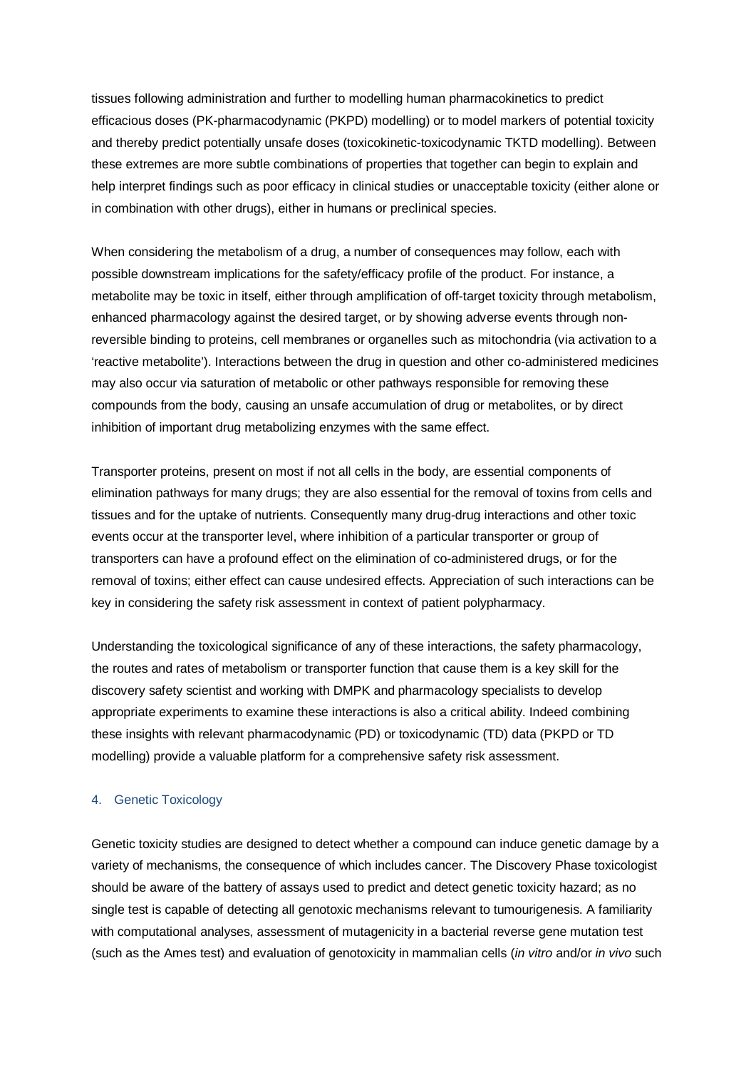tissues following administration and further to modelling human pharmacokinetics to predict efficacious doses (PK-pharmacodynamic (PKPD) modelling) or to model markers of potential toxicity and thereby predict potentially unsafe doses (toxicokinetic-toxicodynamic TKTD modelling). Between these extremes are more subtle combinations of properties that together can begin to explain and help interpret findings such as poor efficacy in clinical studies or unacceptable toxicity (either alone or in combination with other drugs), either in humans or preclinical species.

When considering the metabolism of a drug, a number of consequences may follow, each with possible downstream implications for the safety/efficacy profile of the product. For instance, a metabolite may be toxic in itself, either through amplification of off-target toxicity through metabolism, enhanced pharmacology against the desired target, or by showing adverse events through non-reversible binding to proteins, cell membranes or organelles such as mitochondria (via activation to a 'reactive metabolite'). Interactions between the drug in question and other co-administered medicines may also occur via saturation of metabolic or other pathways responsible for removing these compounds from the body, causing an unsafe accumulation of drug or metabolites, or by direct inhibition of important drug metabolizing enzymes with the same effect.

Transporter proteins, present on most if not all cells in the body, are essential components of elimination pathways for many drugs; they are also essential for the removal of toxins from cells and tissues and for the uptake of nutrients. Consequently many drug-drug interactions and other toxic events occur at the transporter level, where inhibition of a particular transporter or group of transporters can have a profound effect on the elimination of co-administered drugs, or for the removal of toxins; either effect can cause undesired effects. Appreciation of such interactions can be key in considering the safety risk assessment in context of patient polypharmacy.

Understanding the toxicological significance of any of these interactions, the safety pharmacology, the routes and rates of metabolism or transporter function that cause them is a key skill for the discovery safety scientist and working with DMPK and pharmacology specialists to develop appropriate experiments to examine these interactions is also a critical ability. Indeed combining these insights with relevant pharmacodynamic (PD) or toxicodynamic (TD) data (PKPD or TD modelling) provide a valuable platform for a comprehensive safety risk assessment.

## 4. Genetic Toxicology

Genetic toxicity studies are designed to detect whether a compound can induce genetic damage by a variety of mechanisms, the consequence of which includes cancer. The Discovery Phase toxicologist should be aware of the battery of assays used to predict and detect genetic toxicity hazard; as no single test is capable of detecting all genotoxic mechanisms relevant to tumourigenesis. A familiarity with computational analyses, assessment of mutagenicity in a bacterial reverse gene mutation test (such as the Ames test) and evaluation of genotoxicity in mammalian cells (*in vitro* and/or *in vivo* such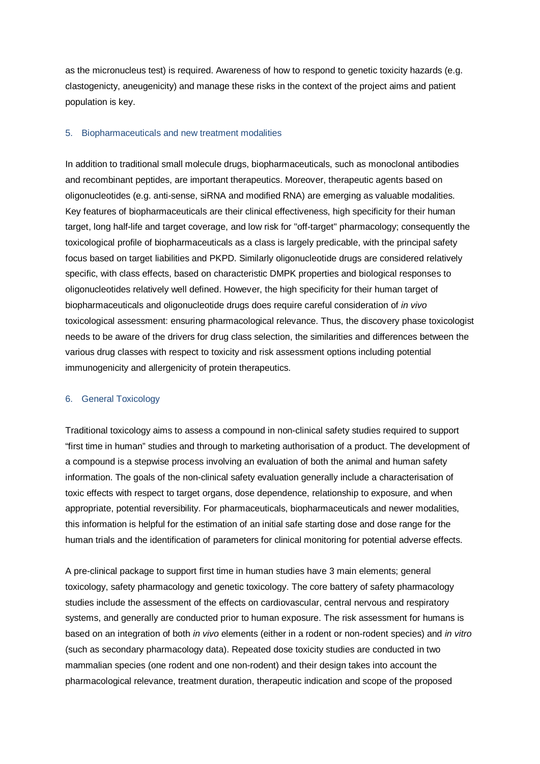as the micronucleus test) is required. Awareness of how to respond to genetic toxicity hazards (e.g. clastogenicty, aneugenicity) and manage these risks in the context of the project aims and patient population is key.

## 5. Biopharmaceuticals and new treatment modalities

In addition to traditional small molecule drugs, biopharmaceuticals, such as monoclonal antibodies and recombinant peptides, are important therapeutics. Moreover, therapeutic agents based on oligonucleotides (e.g. anti-sense, siRNA and modified RNA) are emerging as valuable modalities. Key features of biopharmaceuticals are their clinical effectiveness, high specificity for their human target, long half-life and target coverage, and low risk for "off-target" pharmacology; consequently the toxicological profile of biopharmaceuticals as a class is largely predicable, with the principal safety focus based on target liabilities and PKPD. Similarly oligonucleotide drugs are considered relatively specific, with class effects, based on characteristic DMPK properties and biological responses to oligonucleotides relatively well defined. However, the high specificity for their human target of biopharmaceuticals and oligonucleotide drugs does require careful consideration of *in vivo* toxicological assessment: ensuring pharmacological relevance. Thus, the discovery phase toxicologist needs to be aware of the drivers for drug class selection, the similarities and differences between the various drug classes with respect to toxicity and risk assessment options including potential immunogenicity and allergenicity of protein therapeutics.

## 6. General Toxicology

Traditional toxicology aims to assess a compound in non-clinical safety studies required to support "first time in human" studies and through to marketing authorisation of a product. The development of a compound is a stepwise process involving an evaluation of both the animal and human safety information. The goals of the non-clinical safety evaluation generally include a characterisation of toxic effects with respect to target organs, dose dependence, relationship to exposure, and when appropriate, potential reversibility. For pharmaceuticals, biopharmaceuticals and newer modalities, this information is helpful for the estimation of an initial safe starting dose and dose range for the human trials and the identification of parameters for clinical monitoring for potential adverse effects.

A pre-clinical package to support first time in human studies have 3 main elements; general toxicology, safety pharmacology and genetic toxicology. The core battery of safety pharmacology studies include the assessment of the effects on cardiovascular, central nervous and respiratory systems, and generally are conducted prior to human exposure. The risk assessment for humans is based on an integration of both *in vivo* elements (either in a rodent or non-rodent species) and *in vitro* (such as secondary pharmacology data). Repeated dose toxicity studies are conducted in two mammalian species (one rodent and one non-rodent) and their design takes into account the pharmacological relevance, treatment duration, therapeutic indication and scope of the proposed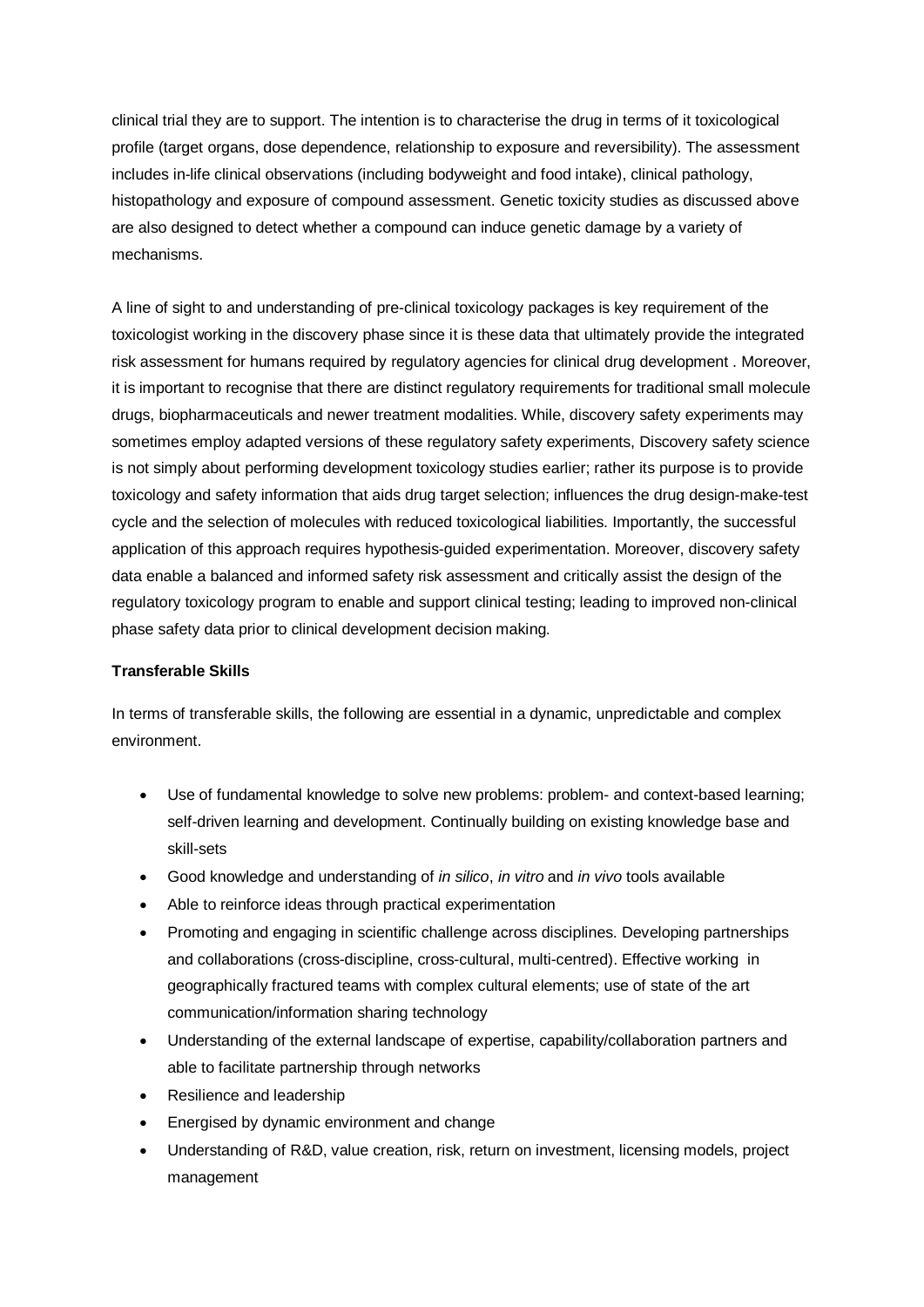clinical trial they are to support. The intention is to characterise the drug in terms of it toxicological profile (target organs, dose dependence, relationship to exposure and reversibility). The assessment includes in-life clinical observations (including bodyweight and food intake), clinical pathology, histopathology and exposure of compound assessment. Genetic toxicity studies as discussed above are also designed to detect whether a compound can induce genetic damage by a variety of mechanisms.

A line of sight to and understanding of pre-clinical toxicology packages is key requirement of the toxicologist working in the discovery phase since it is these data that ultimately provide the integrated risk assessment for humans required by regulatory agencies for clinical drug development . Moreover, it is important to recognise that there are distinct regulatory requirements for traditional small molecule drugs, biopharmaceuticals and newer treatment modalities. While, discovery safety experiments may sometimes employ adapted versions of these regulatory safety experiments, Discovery safety science is not simply about performing development toxicology studies earlier; rather its purpose is to provide toxicology and safety information that aids drug target selection; influences the drug design-make-test cycle and the selection of molecules with reduced toxicological liabilities. Importantly, the successful application of this approach requires hypothesis-guided experimentation. Moreover, discovery safety data enable a balanced and informed safety risk assessment and critically assist the design of the regulatory toxicology program to enable and support clinical testing; leading to improved non-clinical phase safety data prior to clinical development decision making.

**Transferable Skills**

In terms of transferable skills, the following are essential in a dynamic, unpredictable and complex environment.

- Use of fundamental knowledge to solve new problems: problem- and context-based learning; self-driven learning and development. Continually building on existing knowledge base and skill-sets
- Good knowledge and understanding of *in silico*, *in vitro* and *in vivo* tools available
- Able to reinforce ideas through practical experimentation
- Promoting and engaging in scientific challenge across disciplines. Developing partnerships and collaborations (cross-discipline, cross-cultural, multi-centred). Effective working in geographically fractured teams with complex cultural elements; use of state of the art communication/information sharing technology
- Understanding of the external landscape of expertise, capability/collaboration partners and able to facilitate partnership through networks
- Resilience and leadership
- Energised by dynamic environment and change
- Understanding of R&D, value creation, risk, return on investment, licensing models, project management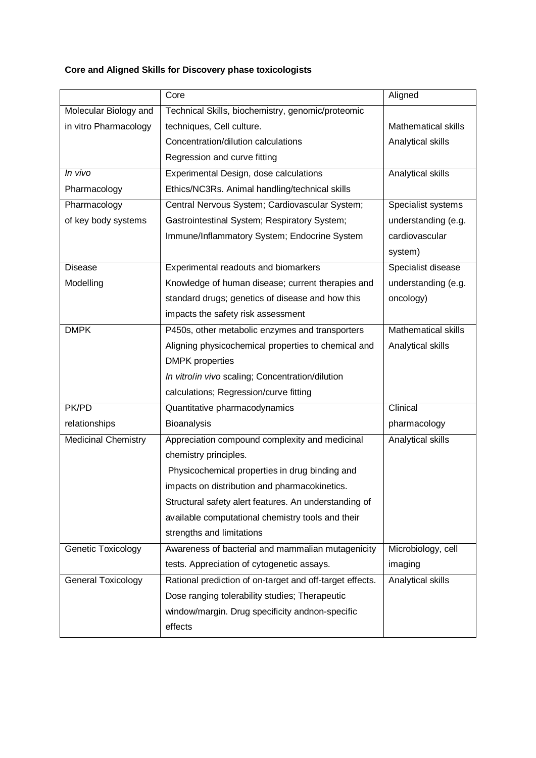**Core and Aligned Skills for Discovery phase toxicologists**

| | Core | Aligned |
|---|---|---|
| Molecular Biology and in vitro Pharmacology | Technical Skills, biochemistry, genomic/proteomic techniques, Cell culture. Concentration/dilution calculations Regression and curve fitting | Mathematical skills Analytical skills |
| *In vivo* Pharmacology | Experimental Design, dose calculations Ethics/NC3Rs. Animal handling/technical skills | Analytical skills |
| Pharmacology of key body systems | Central Nervous System; Cardiovascular System; Gastrointestinal System; Respiratory System; Immune/Inflammatory System; Endocrine System | Specialist systems understanding (e.g. cardiovascular system) |
| Disease Modelling | Experimental readouts and biomarkers Knowledge of human disease; current therapies and standard drugs; genetics of disease and how this impacts the safety risk assessment | Specialist disease understanding (e.g. oncology) |
| DMPK | P450s, other metabolic enzymes and transporters Aligning physicochemical properties to chemical and DMPK properties *In vitro*/*in vivo* scaling; Concentration/dilution calculations; Regression/curve fitting | Mathematical skills Analytical skills |
| PK/PD relationships | Quantitative pharmacodynamics Bioanalysis | Clinical pharmacology |
| Medicinal Chemistry | Appreciation compound complexity and medicinal chemistry principles. Physicochemical properties in drug binding and impacts on distribution and pharmacokinetics. Structural safety alert features. An understanding of available computational chemistry tools and their strengths and limitations | Analytical skills |
| Genetic Toxicology | Awareness of bacterial and mammalian mutagenicity tests. Appreciation of cytogenetic assays. | Microbiology, cell imaging |
| General Toxicology | Rational prediction of on-target and off-target effects. Dose ranging tolerability studies; Therapeutic window/margin. Drug specificity andnon-specific effects | Analytical skills |